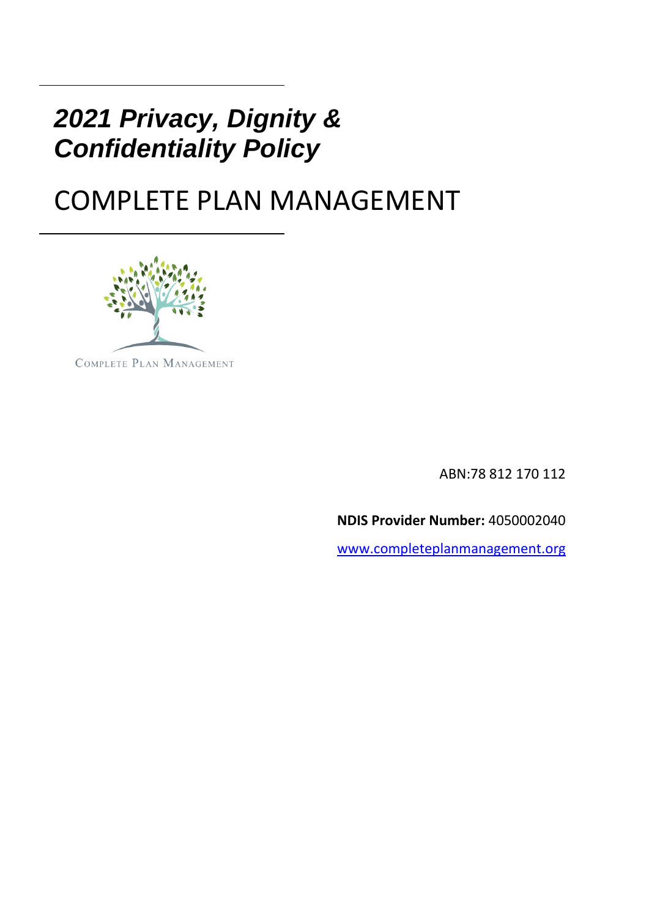# *2021 Privacy, Dignity & Confidentiality Policy*

# COMPLETE PLAN MANAGEMENT

COMPLETE PLAN MANAGEMENT

ABN:78 812 170 112

**NDIS Provider Number:** 4050002040

www.completeplanmanagement.org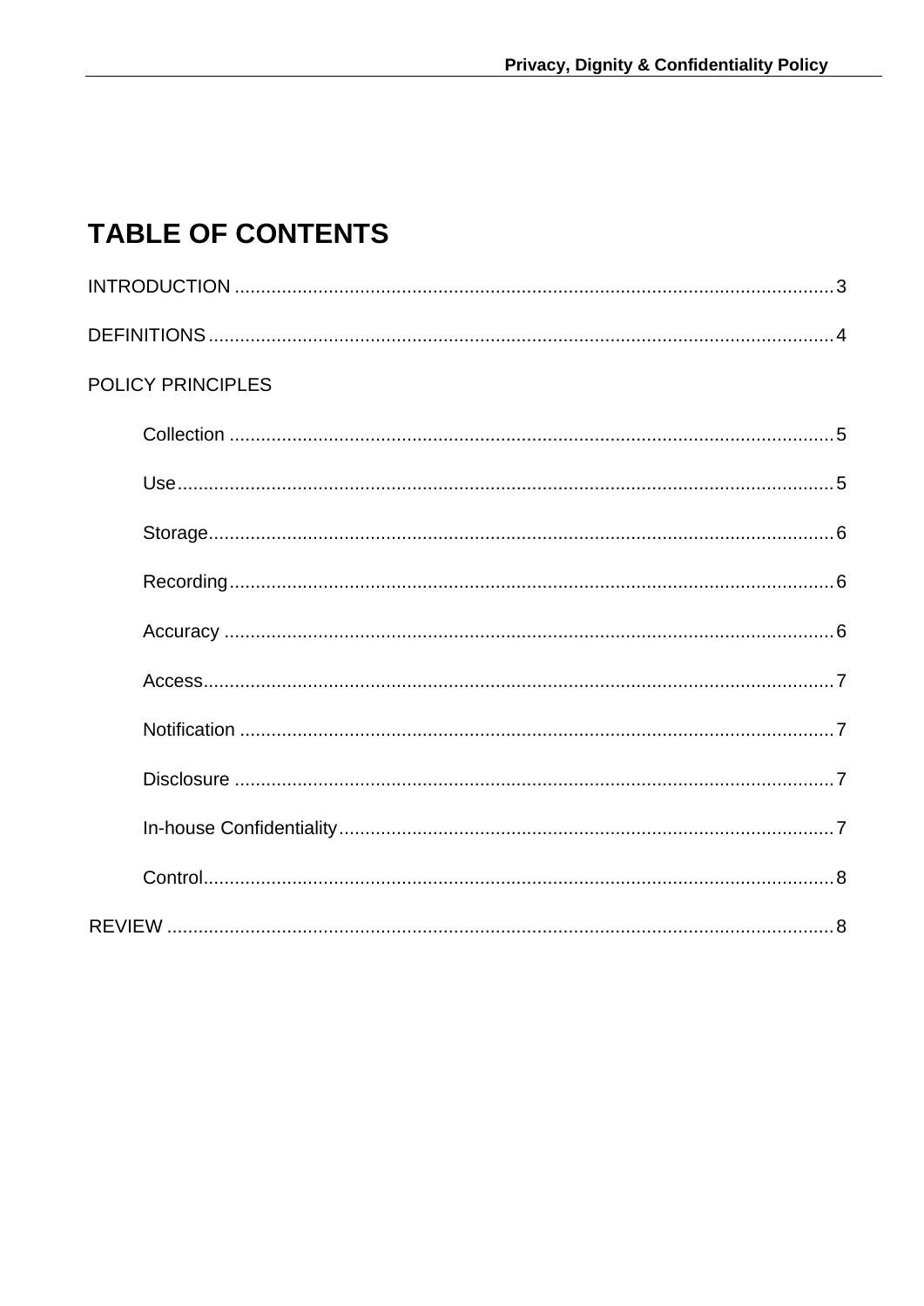# TABLE OF CONTENTS

INTRODUCTION .......... 3

DEFINITIONS .......... 4

POLICY PRINCIPLES

- Collection .......... 5
- Use .......... 5
- Storage .......... 6
- Recording .......... 6
- Accuracy .......... 6
- Access .......... 7
- Notification .......... 7
- Disclosure .......... 7
- In-house Confidentiality .......... 7
- Control .......... 8

REVIEW .......... 8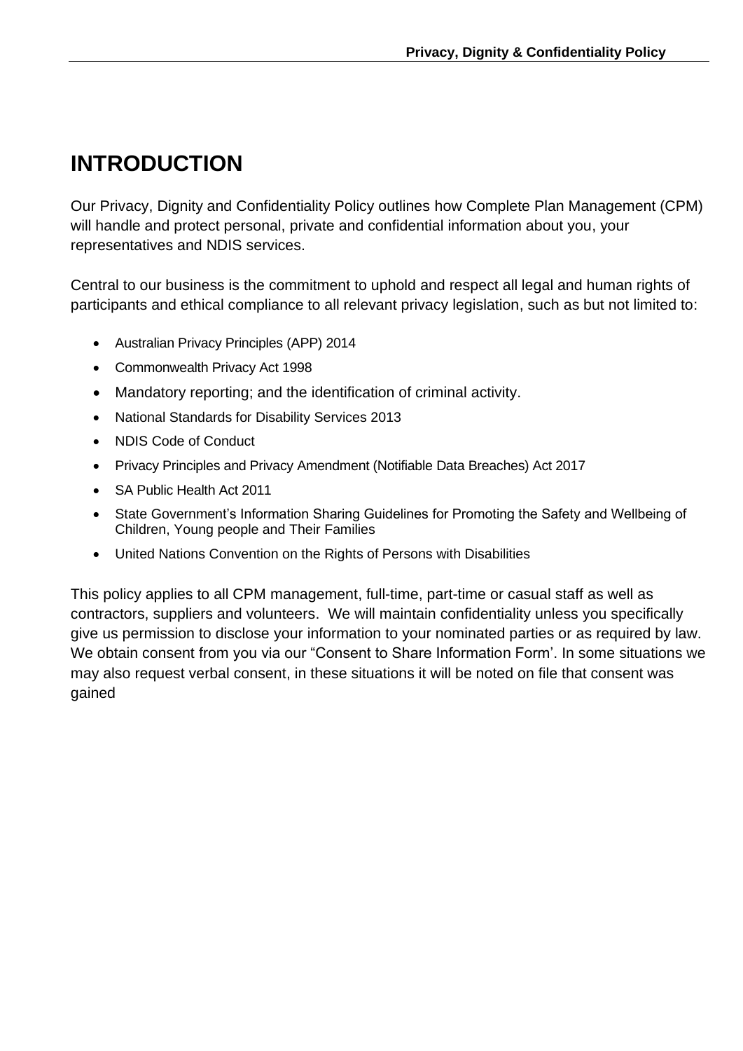# INTRODUCTION

Our Privacy, Dignity and Confidentiality Policy outlines how Complete Plan Management (CPM) will handle and protect personal, private and confidential information about you, your representatives and NDIS services.

Central to our business is the commitment to uphold and respect all legal and human rights of participants and ethical compliance to all relevant privacy legislation, such as but not limited to:

- Australian Privacy Principles (APP) 2014
- Commonwealth Privacy Act 1998
- Mandatory reporting; and the identification of criminal activity.
- National Standards for Disability Services 2013
- NDIS Code of Conduct
- Privacy Principles and Privacy Amendment (Notifiable Data Breaches) Act 2017
- SA Public Health Act 2011
- State Government's Information Sharing Guidelines for Promoting the Safety and Wellbeing of Children, Young people and Their Families
- United Nations Convention on the Rights of Persons with Disabilities

This policy applies to all CPM management, full-time, part-time or casual staff as well as contractors, suppliers and volunteers. We will maintain confidentiality unless you specifically give us permission to disclose your information to your nominated parties or as required by law. We obtain consent from you via our "Consent to Share Information Form'. In some situations we may also request verbal consent, in these situations it will be noted on file that consent was gained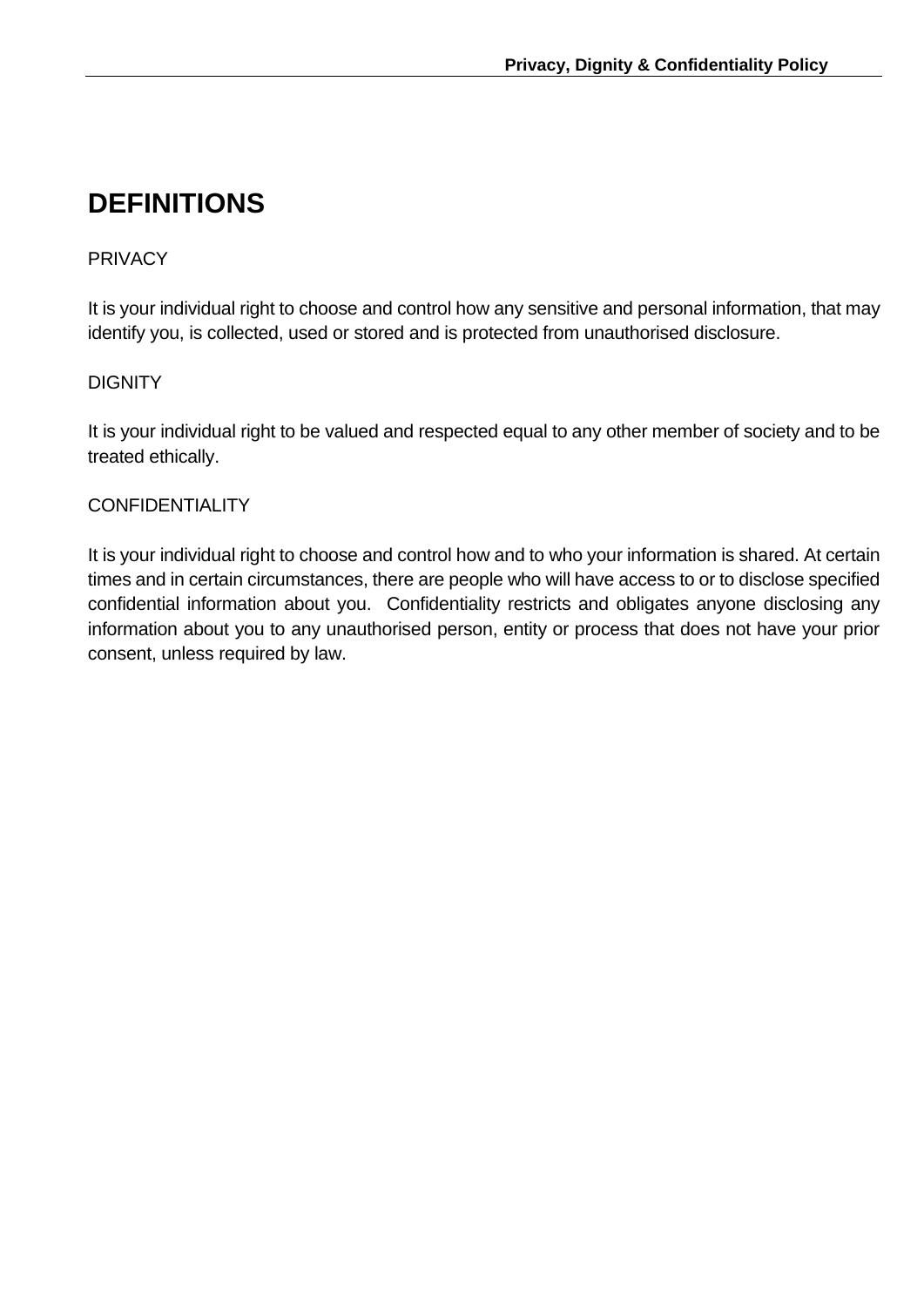# DEFINITIONS

PRIVACY

It is your individual right to choose and control how any sensitive and personal information, that may identify you, is collected, used or stored and is protected from unauthorised disclosure.

DIGNITY

It is your individual right to be valued and respected equal to any other member of society and to be treated ethically.

CONFIDENTIALITY

It is your individual right to choose and control how and to who your information is shared. At certain times and in certain circumstances, there are people who will have access to or to disclose specified confidential information about you.  Confidentiality restricts and obligates anyone disclosing any information about you to any unauthorised person, entity or process that does not have your prior consent, unless required by law.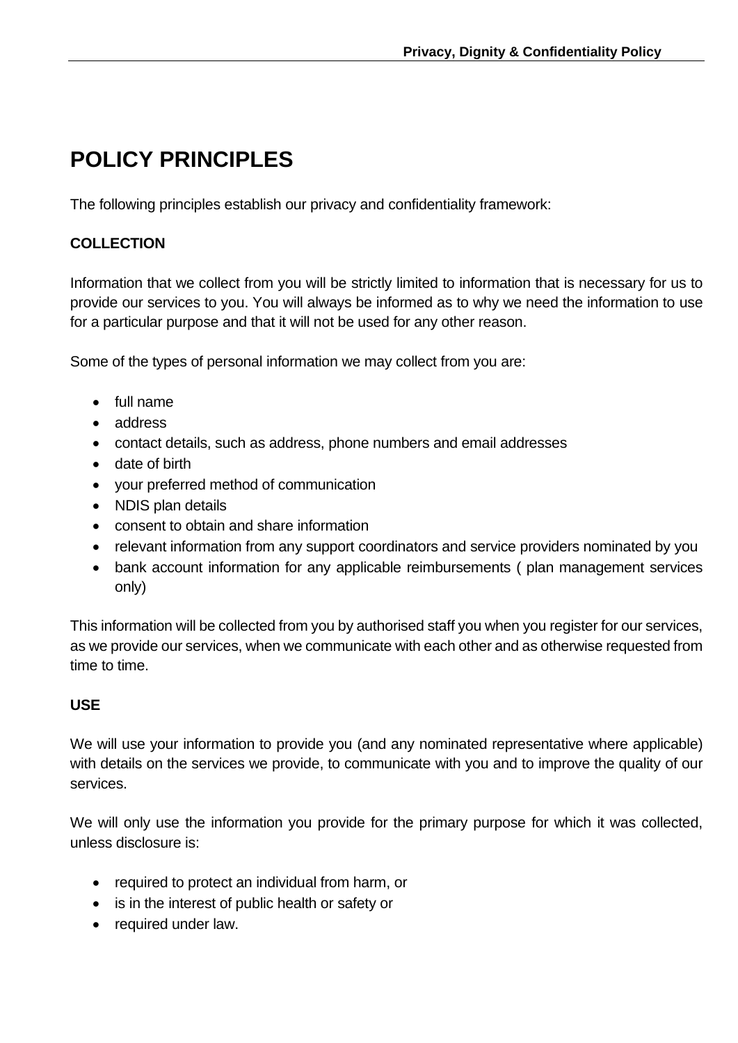# POLICY PRINCIPLES

The following principles establish our privacy and confidentiality framework:

**COLLECTION**

Information that we collect from you will be strictly limited to information that is necessary for us to provide our services to you. You will always be informed as to why we need the information to use for a particular purpose and that it will not be used for any other reason.

Some of the types of personal information we may collect from you are:

- full name
- address
- contact details, such as address, phone numbers and email addresses
- date of birth
- your preferred method of communication
- NDIS plan details
- consent to obtain and share information
- relevant information from any support coordinators and service providers nominated by you
- bank account information for any applicable reimbursements ( plan management services only)

This information will be collected from you by authorised staff you when you register for our services, as we provide our services, when we communicate with each other and as otherwise requested from time to time.

**USE**

We will use your information to provide you (and any nominated representative where applicable) with details on the services we provide, to communicate with you and to improve the quality of our services.

We will only use the information you provide for the primary purpose for which it was collected, unless disclosure is:

- required to protect an individual from harm, or
- is in the interest of public health or safety or
- required under law.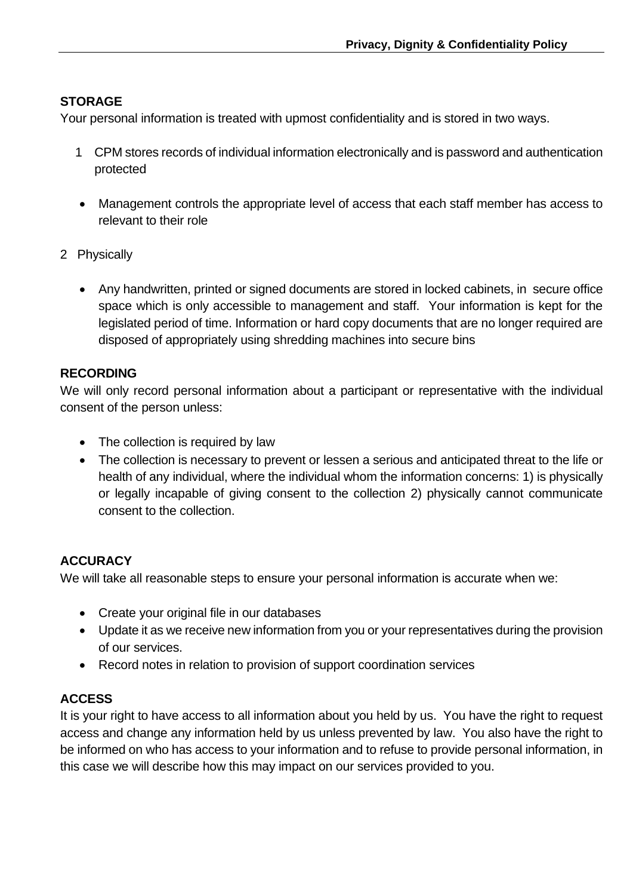**STORAGE**

Your personal information is treated with upmost confidentiality and is stored in two ways.

1. CPM stores records of individual information electronically and is password and authentication protected

- Management controls the appropriate level of access that each staff member has access to relevant to their role

2. Physically

- Any handwritten, printed or signed documents are stored in locked cabinets, in secure office space which is only accessible to management and staff. Your information is kept for the legislated period of time. Information or hard copy documents that are no longer required are disposed of appropriately using shredding machines into secure bins

**RECORDING**

We will only record personal information about a participant or representative with the individual consent of the person unless:

- The collection is required by law
- The collection is necessary to prevent or lessen a serious and anticipated threat to the life or health of any individual, where the individual whom the information concerns: 1) is physically or legally incapable of giving consent to the collection 2) physically cannot communicate consent to the collection.

**ACCURACY**

We will take all reasonable steps to ensure your personal information is accurate when we:

- Create your original file in our databases
- Update it as we receive new information from you or your representatives during the provision of our services.
- Record notes in relation to provision of support coordination services

**ACCESS**

It is your right to have access to all information about you held by us. You have the right to request access and change any information held by us unless prevented by law. You also have the right to be informed on who has access to your information and to refuse to provide personal information, in this case we will describe how this may impact on our services provided to you.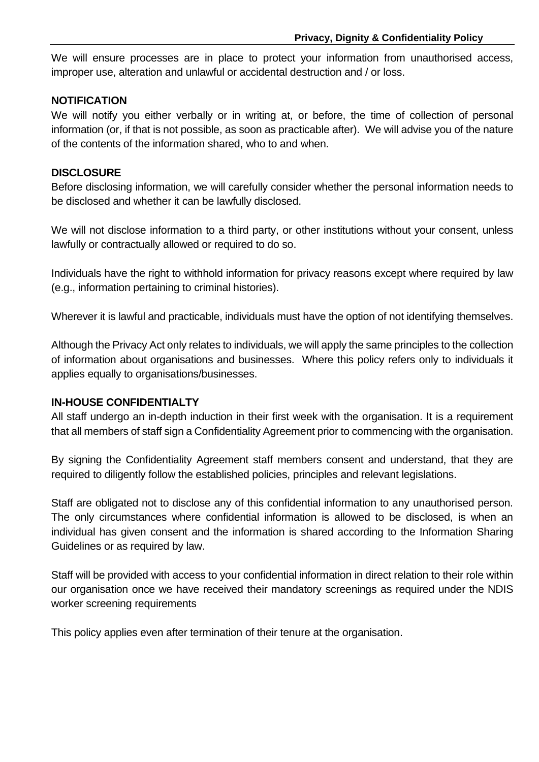We will ensure processes are in place to protect your information from unauthorised access, improper use, alteration and unlawful or accidental destruction and / or loss.

## NOTIFICATION

We will notify you either verbally or in writing at, or before, the time of collection of personal information (or, if that is not possible, as soon as practicable after). We will advise you of the nature of the contents of the information shared, who to and when.

## DISCLOSURE

Before disclosing information, we will carefully consider whether the personal information needs to be disclosed and whether it can be lawfully disclosed.

We will not disclose information to a third party, or other institutions without your consent, unless lawfully or contractually allowed or required to do so.

Individuals have the right to withhold information for privacy reasons except where required by law (e.g., information pertaining to criminal histories).

Wherever it is lawful and practicable, individuals must have the option of not identifying themselves.

Although the Privacy Act only relates to individuals, we will apply the same principles to the collection of information about organisations and businesses. Where this policy refers only to individuals it applies equally to organisations/businesses.

## IN-HOUSE CONFIDENTIALTY

All staff undergo an in-depth induction in their first week with the organisation. It is a requirement that all members of staff sign a Confidentiality Agreement prior to commencing with the organisation.

By signing the Confidentiality Agreement staff members consent and understand, that they are required to diligently follow the established policies, principles and relevant legislations.

Staff are obligated not to disclose any of this confidential information to any unauthorised person. The only circumstances where confidential information is allowed to be disclosed, is when an individual has given consent and the information is shared according to the Information Sharing Guidelines or as required by law.

Staff will be provided with access to your confidential information in direct relation to their role within our organisation once we have received their mandatory screenings as required under the NDIS worker screening requirements

This policy applies even after termination of their tenure at the organisation.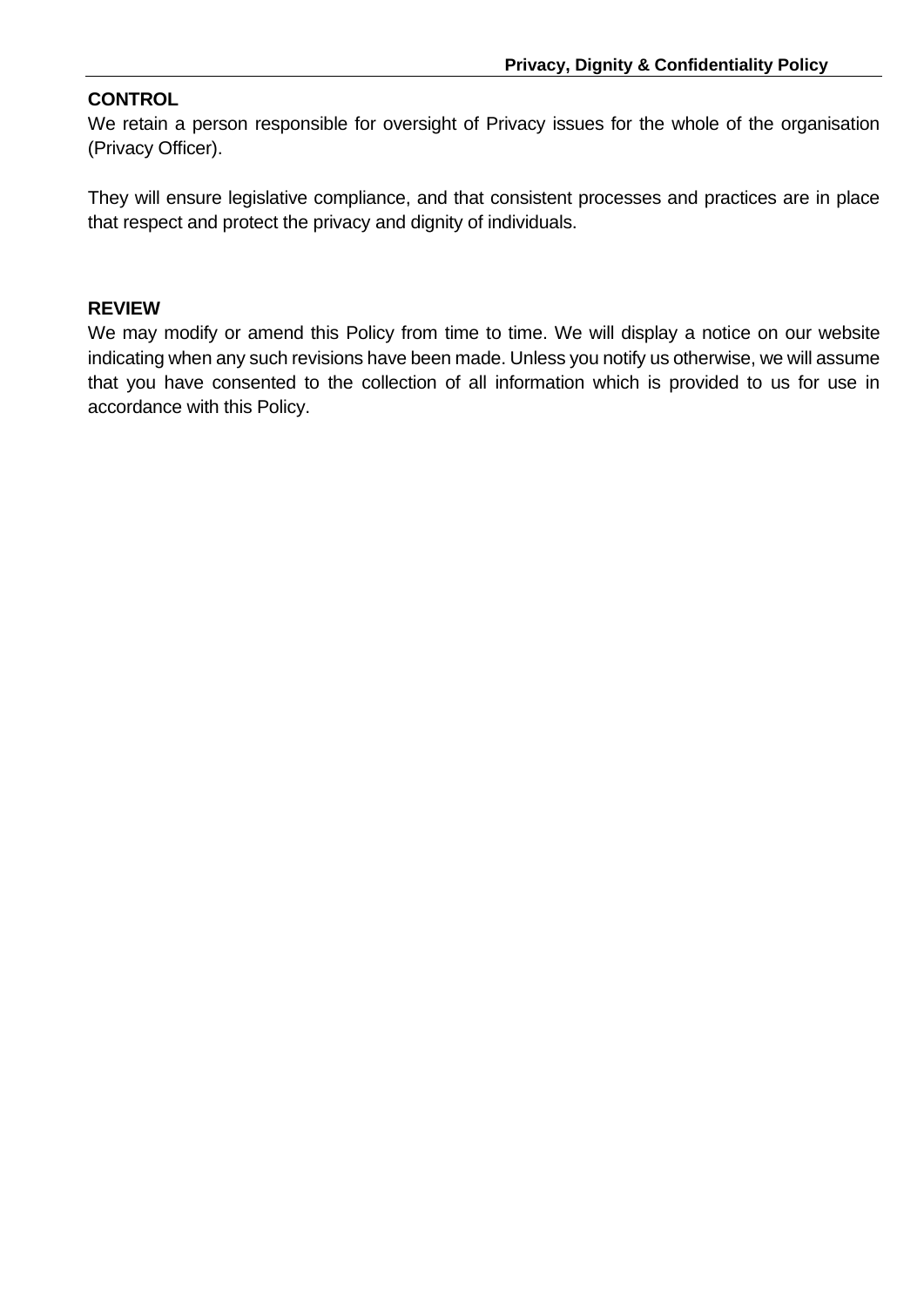## CONTROL

We retain a person responsible for oversight of Privacy issues for the whole of the organisation (Privacy Officer).

They will ensure legislative compliance, and that consistent processes and practices are in place that respect and protect the privacy and dignity of individuals.

## REVIEW

We may modify or amend this Policy from time to time. We will display a notice on our website indicating when any such revisions have been made. Unless you notify us otherwise, we will assume that you have consented to the collection of all information which is provided to us for use in accordance with this Policy.